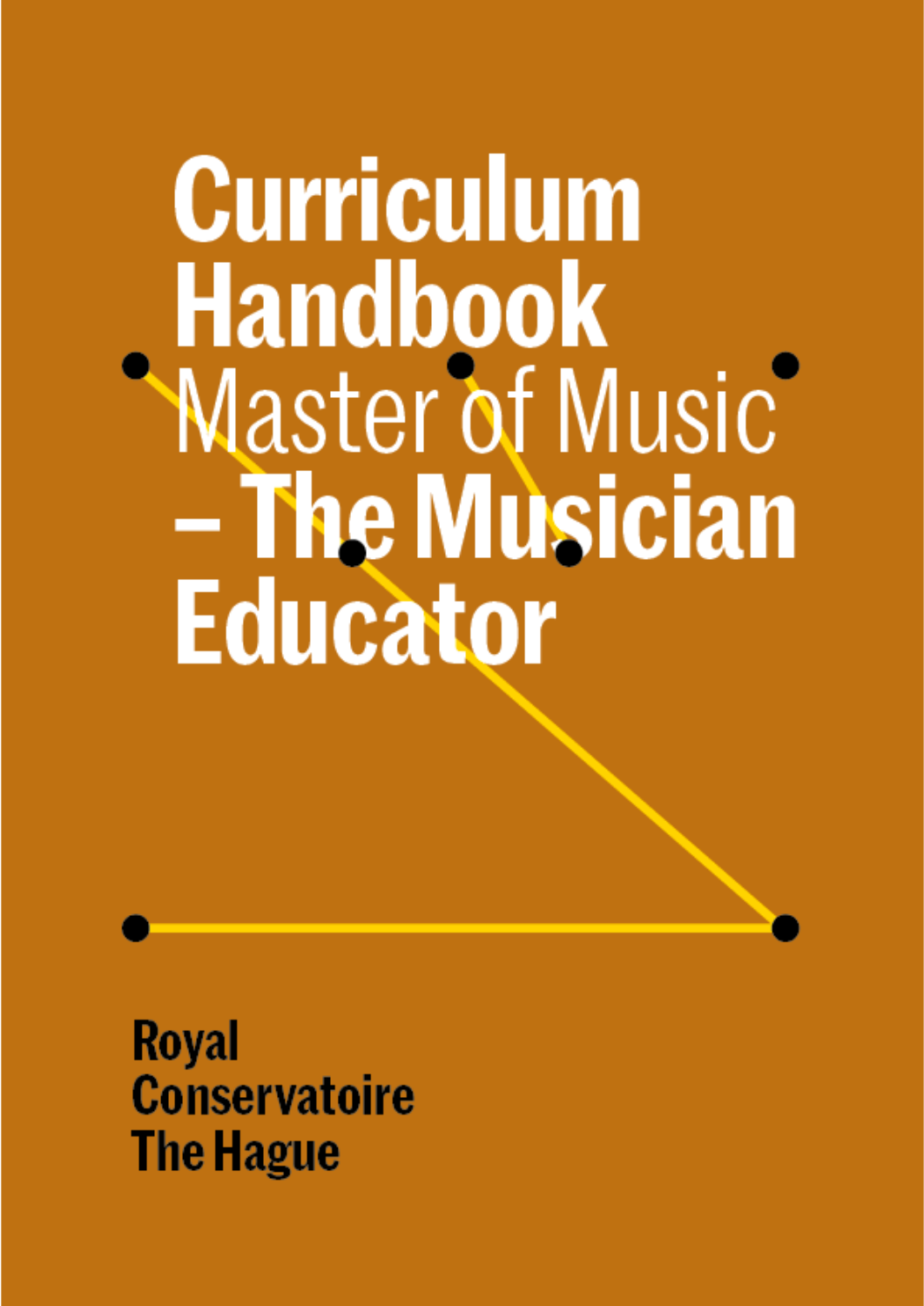# Curriculum Handbook

Master of Music

**– The Musician Educator**

**Royal Conservatoire The Hague**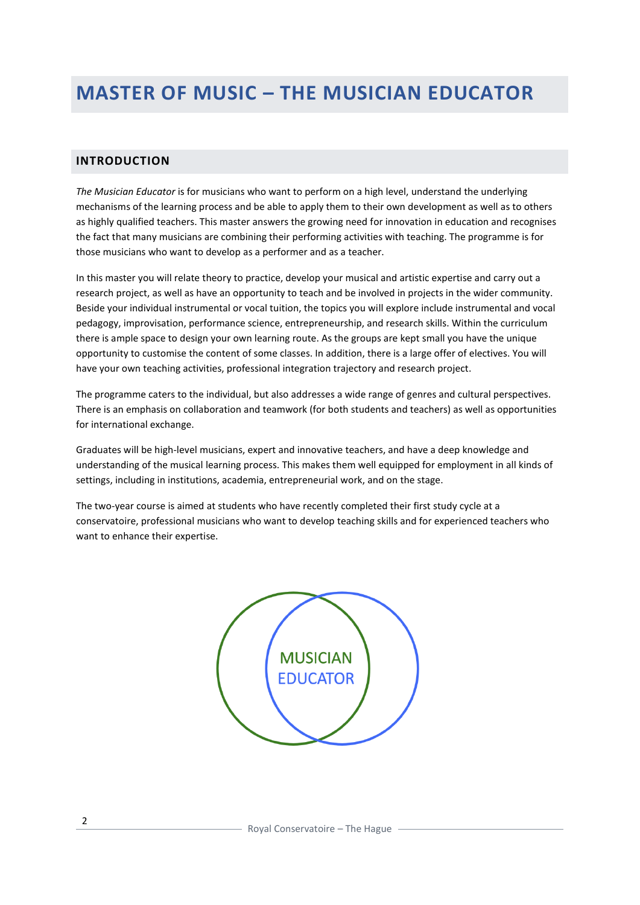# MASTER OF MUSIC – THE MUSICIAN EDUCATOR

## INTRODUCTION

*The Musician Educator* is for musicians who want to perform on a high level, understand the underlying mechanisms of the learning process and be able to apply them to their own development as well as to others as highly qualified teachers. This master answers the growing need for innovation in education and recognises the fact that many musicians are combining their performing activities with teaching. The programme is for those musicians who want to develop as a performer and as a teacher.

In this master you will relate theory to practice, develop your musical and artistic expertise and carry out a research project, as well as have an opportunity to teach and be involved in projects in the wider community. Beside your individual instrumental or vocal tuition, the topics you will explore include instrumental and vocal pedagogy, improvisation, performance science, entrepreneurship, and research skills. Within the curriculum there is ample space to design your own learning route. As the groups are kept small you have the unique opportunity to customise the content of some classes. In addition, there is a large offer of electives. You will have your own teaching activities, professional integration trajectory and research project.

The programme caters to the individual, but also addresses a wide range of genres and cultural perspectives. There is an emphasis on collaboration and teamwork (for both students and teachers) as well as opportunities for international exchange.

Graduates will be high-level musicians, expert and innovative teachers, and have a deep knowledge and understanding of the musical learning process. This makes them well equipped for employment in all kinds of settings, including in institutions, academia, entrepreneurial work, and on the stage.

The two-year course is aimed at students who have recently completed their first study cycle at a conservatoire, professional musicians who want to develop teaching skills and for experienced teachers who want to enhance their expertise.

MUSICIAN
EDUCATOR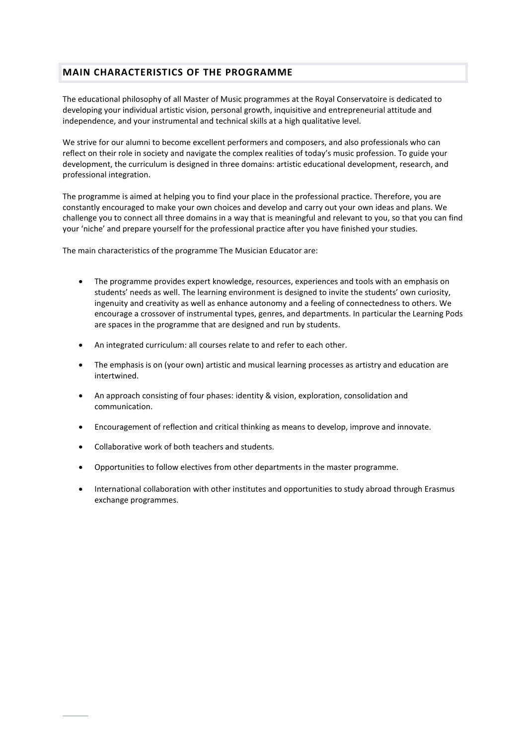## MAIN CHARACTERISTICS OF THE PROGRAMME

The educational philosophy of all Master of Music programmes at the Royal Conservatoire is dedicated to developing your individual artistic vision, personal growth, inquisitive and entrepreneurial attitude and independence, and your instrumental and technical skills at a high qualitative level.

We strive for our alumni to become excellent performers and composers, and also professionals who can reflect on their role in society and navigate the complex realities of today's music profession. To guide your development, the curriculum is designed in three domains: artistic educational development, research, and professional integration.

The programme is aimed at helping you to find your place in the professional practice. Therefore, you are constantly encouraged to make your own choices and develop and carry out your own ideas and plans. We challenge you to connect all three domains in a way that is meaningful and relevant to you, so that you can find your 'niche' and prepare yourself for the professional practice after you have finished your studies.

The main characteristics of the programme The Musician Educator are:

- The programme provides expert knowledge, resources, experiences and tools with an emphasis on students' needs as well. The learning environment is designed to invite the students' own curiosity, ingenuity and creativity as well as enhance autonomy and a feeling of connectedness to others. We encourage a crossover of instrumental types, genres, and departments. In particular the Learning Pods are spaces in the programme that are designed and run by students.
- An integrated curriculum: all courses relate to and refer to each other.
- The emphasis is on (your own) artistic and musical learning processes as artistry and education are intertwined.
- An approach consisting of four phases: identity & vision, exploration, consolidation and communication.
- Encouragement of reflection and critical thinking as means to develop, improve and innovate.
- Collaborative work of both teachers and students.
- Opportunities to follow electives from other departments in the master programme.
- International collaboration with other institutes and opportunities to study abroad through Erasmus exchange programmes.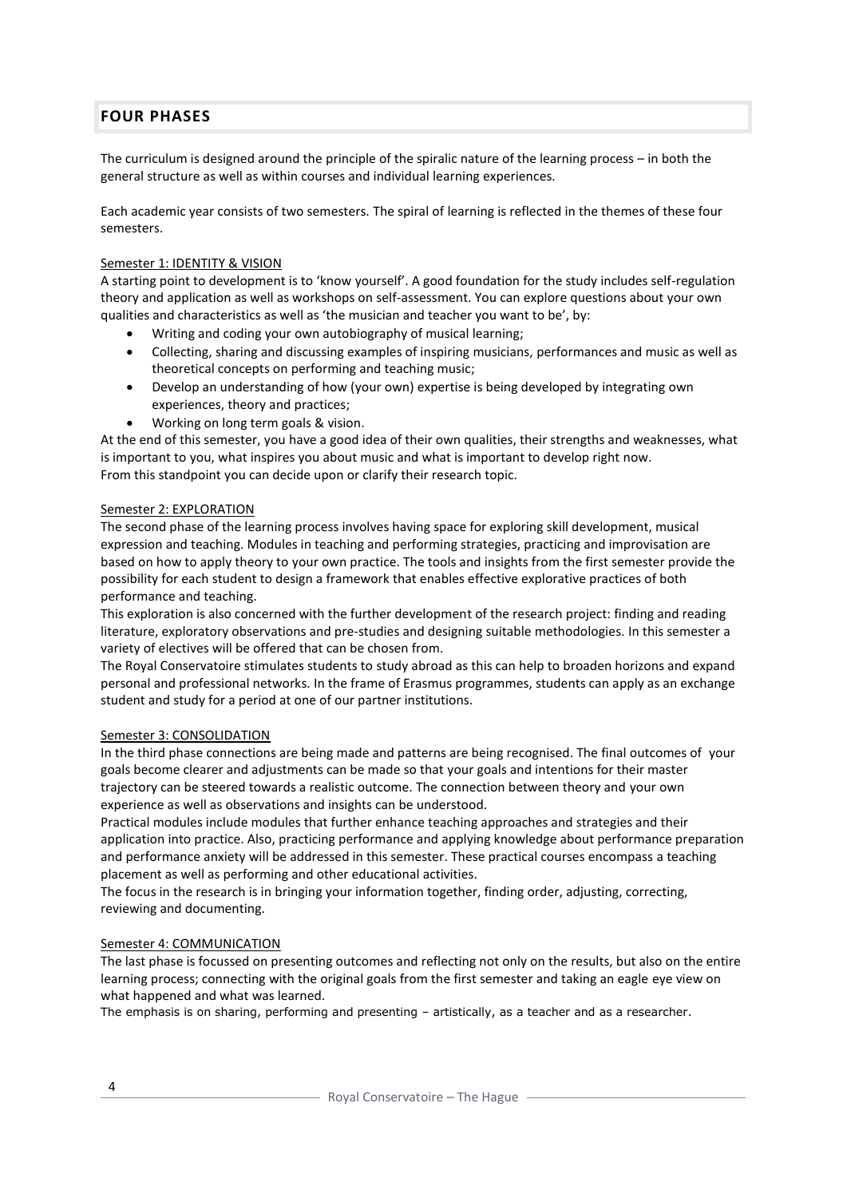## FOUR PHASES

The curriculum is designed around the principle of the spiralic nature of the learning process – in both the general structure as well as within courses and individual learning experiences.

Each academic year consists of two semesters. The spiral of learning is reflected in the themes of these four semesters.

### Semester 1: IDENTITY & VISION

A starting point to development is to 'know yourself'. A good foundation for the study includes self-regulation theory and application as well as workshops on self-assessment. You can explore questions about your own qualities and characteristics as well as 'the musician and teacher you want to be', by:

- Writing and coding your own autobiography of musical learning;
- Collecting, sharing and discussing examples of inspiring musicians, performances and music as well as theoretical concepts on performing and teaching music;
- Develop an understanding of how (your own) expertise is being developed by integrating own experiences, theory and practices;
- Working on long term goals & vision.

At the end of this semester, you have a good idea of their own qualities, their strengths and weaknesses, what is important to you, what inspires you about music and what is important to develop right now.
From this standpoint you can decide upon or clarify their research topic.

### Semester 2: EXPLORATION

The second phase of the learning process involves having space for exploring skill development, musical expression and teaching. Modules in teaching and performing strategies, practicing and improvisation are based on how to apply theory to your own practice. The tools and insights from the first semester provide the possibility for each student to design a framework that enables effective explorative practices of both performance and teaching.

This exploration is also concerned with the further development of the research project: finding and reading literature, exploratory observations and pre-studies and designing suitable methodologies. In this semester a variety of electives will be offered that can be chosen from.

The Royal Conservatoire stimulates students to study abroad as this can help to broaden horizons and expand personal and professional networks. In the frame of Erasmus programmes, students can apply as an exchange student and study for a period at one of our partner institutions.

### Semester 3: CONSOLIDATION

In the third phase connections are being made and patterns are being recognised. The final outcomes of your goals become clearer and adjustments can be made so that your goals and intentions for their master trajectory can be steered towards a realistic outcome. The connection between theory and your own experience as well as observations and insights can be understood.

Practical modules include modules that further enhance teaching approaches and strategies and their application into practice. Also, practicing performance and applying knowledge about performance preparation and performance anxiety will be addressed in this semester. These practical courses encompass a teaching placement as well as performing and other educational activities.

The focus in the research is in bringing your information together, finding order, adjusting, correcting, reviewing and documenting.

### Semester 4: COMMUNICATION

The last phase is focussed on presenting outcomes and reflecting not only on the results, but also on the entire learning process; connecting with the original goals from the first semester and taking an eagle eye view on what happened and what was learned.

The emphasis is on sharing, performing and presenting – artistically, as a teacher and as a researcher.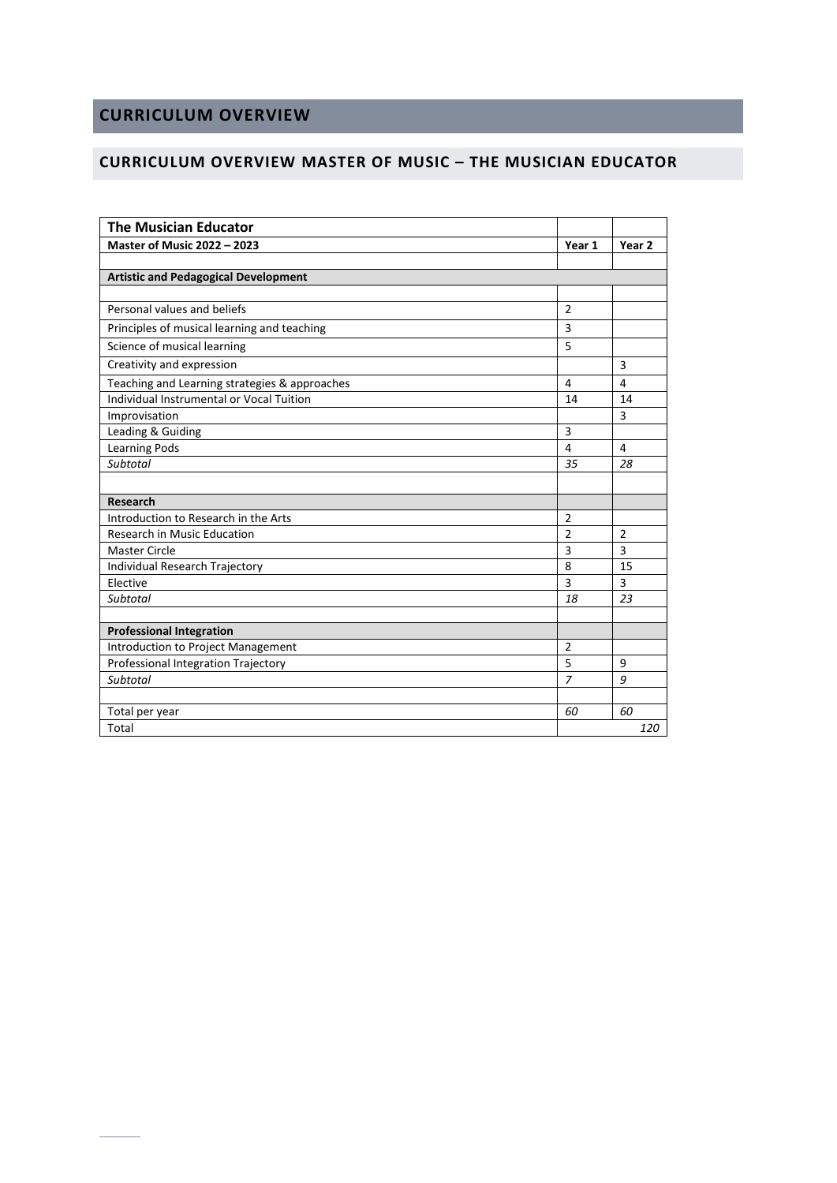# CURRICULUM OVERVIEW

## CURRICULUM OVERVIEW MASTER OF MUSIC – THE MUSICIAN EDUCATOR

| The Musician Educator | | |
|---|---|---|
| **Master of Music 2022 – 2023** | **Year 1** | **Year 2** |
| | | |
| **Artistic and Pedagogical Development** | | |
| | | |
| Personal values and beliefs | 2 | |
| Principles of musical learning and teaching | 3 | |
| Science of musical learning | 5 | |
| Creativity and expression | | 3 |
| Teaching and Learning strategies & approaches | 4 | 4 |
| Individual Instrumental or Vocal Tuition | 14 | 14 |
| Improvisation | | 3 |
| Leading & Guiding | 3 | |
| Learning Pods | 4 | 4 |
| *Subtotal* | *35* | *28* |
| | | |
| **Research** | | |
| Introduction to Research in the Arts | 2 | |
| Research in Music Education | 2 | 2 |
| Master Circle | 3 | 3 |
| Individual Research Trajectory | 8 | 15 |
| Elective | 3 | 3 |
| *Subtotal* | *18* | *23* |
| | | |
| **Professional Integration** | | |
| Introduction to Project Management | 2 | |
| Professional Integration Trajectory | 5 | 9 |
| *Subtotal* | *7* | *9* |
| | | |
| Total per year | *60* | *60* |
| Total | | *120* |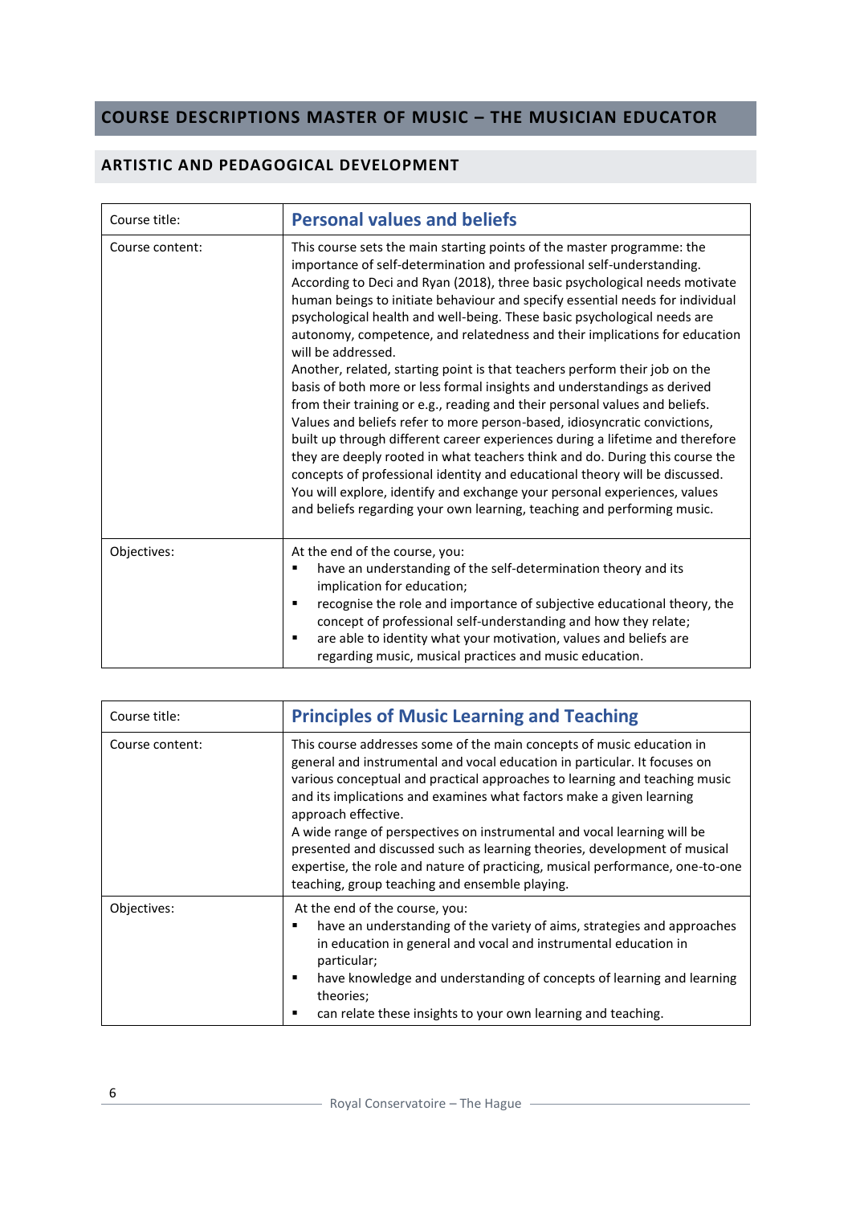## COURSE DESCRIPTIONS MASTER OF MUSIC – THE MUSICIAN EDUCATOR

### ARTISTIC AND PEDAGOGICAL DEVELOPMENT

| Course title: | **Personal values and beliefs** |
|---|---|
| Course content: | This course sets the main starting points of the master programme: the importance of self-determination and professional self-understanding. According to Deci and Ryan (2018), three basic psychological needs motivate human beings to initiate behaviour and specify essential needs for individual psychological health and well-being. These basic psychological needs are autonomy, competence, and relatedness and their implications for education will be addressed.<br>Another, related, starting point is that teachers perform their job on the basis of both more or less formal insights and understandings as derived from their training or e.g., reading and their personal values and beliefs. Values and beliefs refer to more person-based, idiosyncratic convictions, built up through different career experiences during a lifetime and therefore they are deeply rooted in what teachers think and do. During this course the concepts of professional identity and educational theory will be discussed. You will explore, identify and exchange your personal experiences, values and beliefs regarding your own learning, teaching and performing music. |
| Objectives: | At the end of the course, you:<br>▪ have an understanding of the self-determination theory and its implication for education;<br>▪ recognise the role and importance of subjective educational theory, the concept of professional self-understanding and how they relate;<br>▪ are able to identity what your motivation, values and beliefs are regarding music, musical practices and music education. |

| Course title: | **Principles of Music Learning and Teaching** |
|---|---|
| Course content: | This course addresses some of the main concepts of music education in general and instrumental and vocal education in particular. It focuses on various conceptual and practical approaches to learning and teaching music and its implications and examines what factors make a given learning approach effective.<br>A wide range of perspectives on instrumental and vocal learning will be presented and discussed such as learning theories, development of musical expertise, the role and nature of practicing, musical performance, one-to-one teaching, group teaching and ensemble playing. |
| Objectives: | At the end of the course, you:<br>▪ have an understanding of the variety of aims, strategies and approaches in education in general and vocal and instrumental education in particular;<br>▪ have knowledge and understanding of concepts of learning and learning theories;<br>▪ can relate these insights to your own learning and teaching. |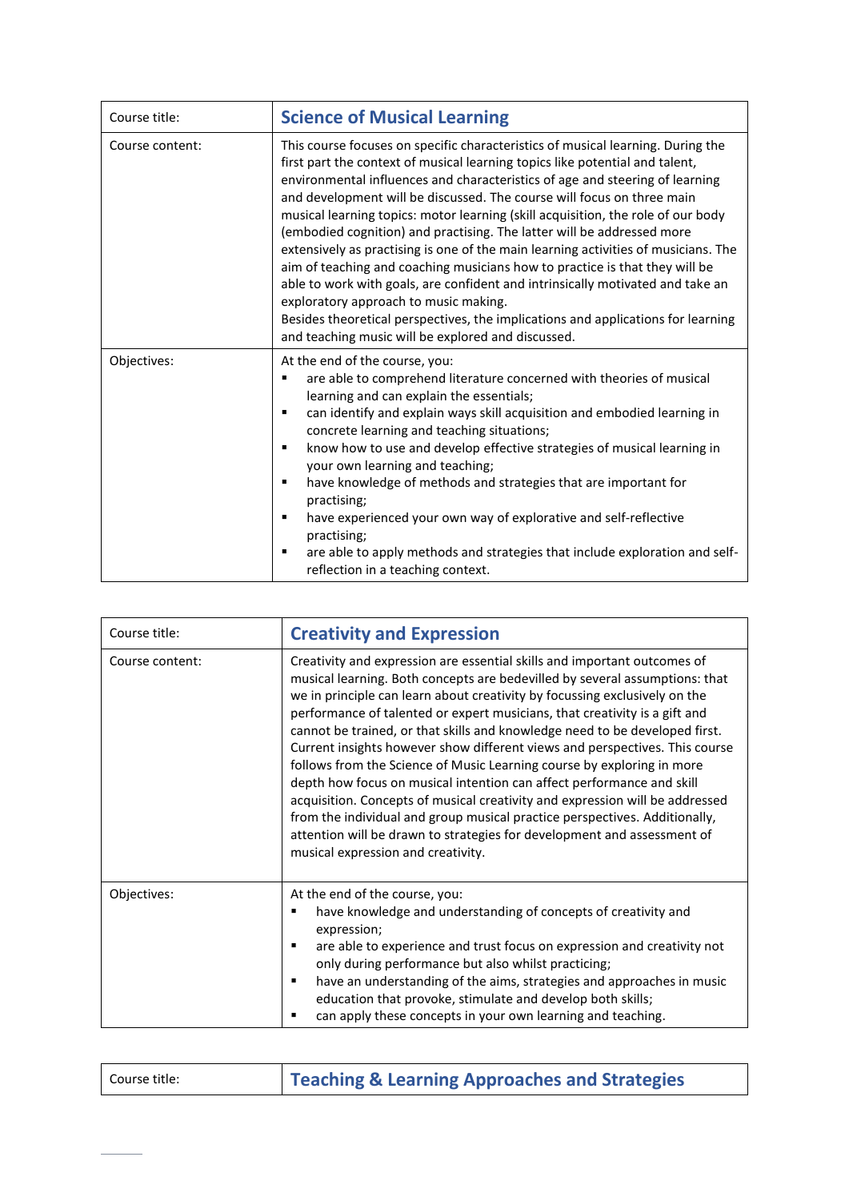| Course title: | **Science of Musical Learning** |
|---|---|
| Course content: | This course focuses on specific characteristics of musical learning. During the first part the context of musical learning topics like potential and talent, environmental influences and characteristics of age and steering of learning and development will be discussed. The course will focus on three main musical learning topics: motor learning (skill acquisition, the role of our body (embodied cognition) and practising. The latter will be addressed more extensively as practising is one of the main learning activities of musicians. The aim of teaching and coaching musicians how to practice is that they will be able to work with goals, are confident and intrinsically motivated and take an exploratory approach to music making.<br>Besides theoretical perspectives, the implications and applications for learning and teaching music will be explored and discussed. |
| Objectives: | At the end of the course, you:<br>▪ are able to comprehend literature concerned with theories of musical learning and can explain the essentials;<br>▪ can identify and explain ways skill acquisition and embodied learning in concrete learning and teaching situations;<br>▪ know how to use and develop effective strategies of musical learning in your own learning and teaching;<br>▪ have knowledge of methods and strategies that are important for practising;<br>▪ have experienced your own way of explorative and self-reflective practising;<br>▪ are able to apply methods and strategies that include exploration and self-reflection in a teaching context. |

| Course title: | **Creativity and Expression** |
|---|---|
| Course content: | Creativity and expression are essential skills and important outcomes of musical learning. Both concepts are bedevilled by several assumptions: that we in principle can learn about creativity by focussing exclusively on the performance of talented or expert musicians, that creativity is a gift and cannot be trained, or that skills and knowledge need to be developed first. Current insights however show different views and perspectives. This course follows from the Science of Music Learning course by exploring in more depth how focus on musical intention can affect performance and skill acquisition. Concepts of musical creativity and expression will be addressed from the individual and group musical practice perspectives. Additionally, attention will be drawn to strategies for development and assessment of musical expression and creativity. |
| Objectives: | At the end of the course, you:<br>▪ have knowledge and understanding of concepts of creativity and expression;<br>▪ are able to experience and trust focus on expression and creativity not only during performance but also whilst practicing;<br>▪ have an understanding of the aims, strategies and approaches in music education that provoke, stimulate and develop both skills;<br>▪ can apply these concepts in your own learning and teaching. |

| Course title: | **Teaching & Learning Approaches and Strategies** |
|---|---|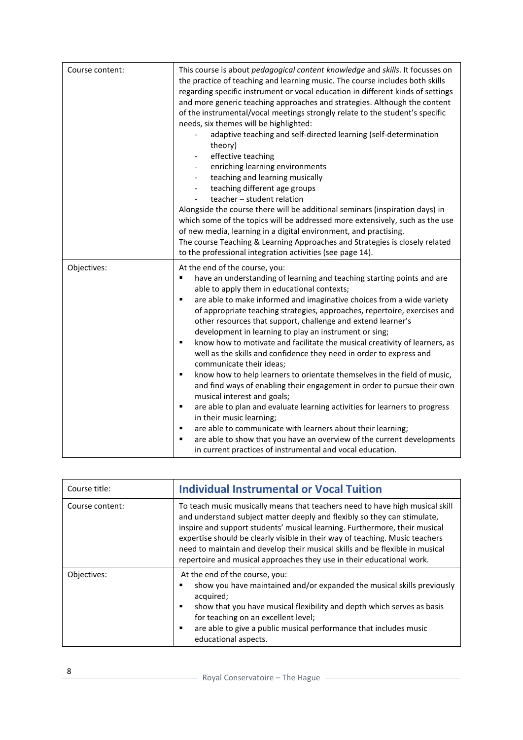| | |
|---|---|
| Course content: | This course is about *pedagogical content knowledge* and *skills*. It focusses on the practice of teaching and learning music. The course includes both skills regarding specific instrument or vocal education in different kinds of settings and more generic teaching approaches and strategies. Although the content of the instrumental/vocal meetings strongly relate to the student's specific needs, six themes will be highlighted:<br>- adaptive teaching and self-directed learning (self-determination theory)<br>- effective teaching<br>- enriching learning environments<br>- teaching and learning musically<br>- teaching different age groups<br>- teacher – student relation<br>Alongside the course there will be additional seminars (inspiration days) in which some of the topics will be addressed more extensively, such as the use of new media, learning in a digital environment, and practising.<br>The course Teaching & Learning Approaches and Strategies is closely related to the professional integration activities (see page 14). |
| Objectives: | At the end of the course, you:<br>▪ have an understanding of learning and teaching starting points and are able to apply them in educational contexts;<br>▪ are able to make informed and imaginative choices from a wide variety of appropriate teaching strategies, approaches, repertoire, exercises and other resources that support, challenge and extend learner's development in learning to play an instrument or sing;<br>▪ know how to motivate and facilitate the musical creativity of learners, as well as the skills and confidence they need in order to express and communicate their ideas;<br>▪ know how to help learners to orientate themselves in the field of music, and find ways of enabling their engagement in order to pursue their own musical interest and goals;<br>▪ are able to plan and evaluate learning activities for learners to progress in their music learning;<br>▪ are able to communicate with learners about their learning;<br>▪ are able to show that you have an overview of the current developments in current practices of instrumental and vocal education. |

| Course title: | **Individual Instrumental or Vocal Tuition** |
|---|---|
| Course content: | To teach music musically means that teachers need to have high musical skill and understand subject matter deeply and flexibly so they can stimulate, inspire and support students' musical learning. Furthermore, their musical expertise should be clearly visible in their way of teaching. Music teachers need to maintain and develop their musical skills and be flexible in musical repertoire and musical approaches they use in their educational work. |
| Objectives: | At the end of the course, you:<br>▪ show you have maintained and/or expanded the musical skills previously acquired;<br>▪ show that you have musical flexibility and depth which serves as basis for teaching on an excellent level;<br>▪ are able to give a public musical performance that includes music educational aspects. |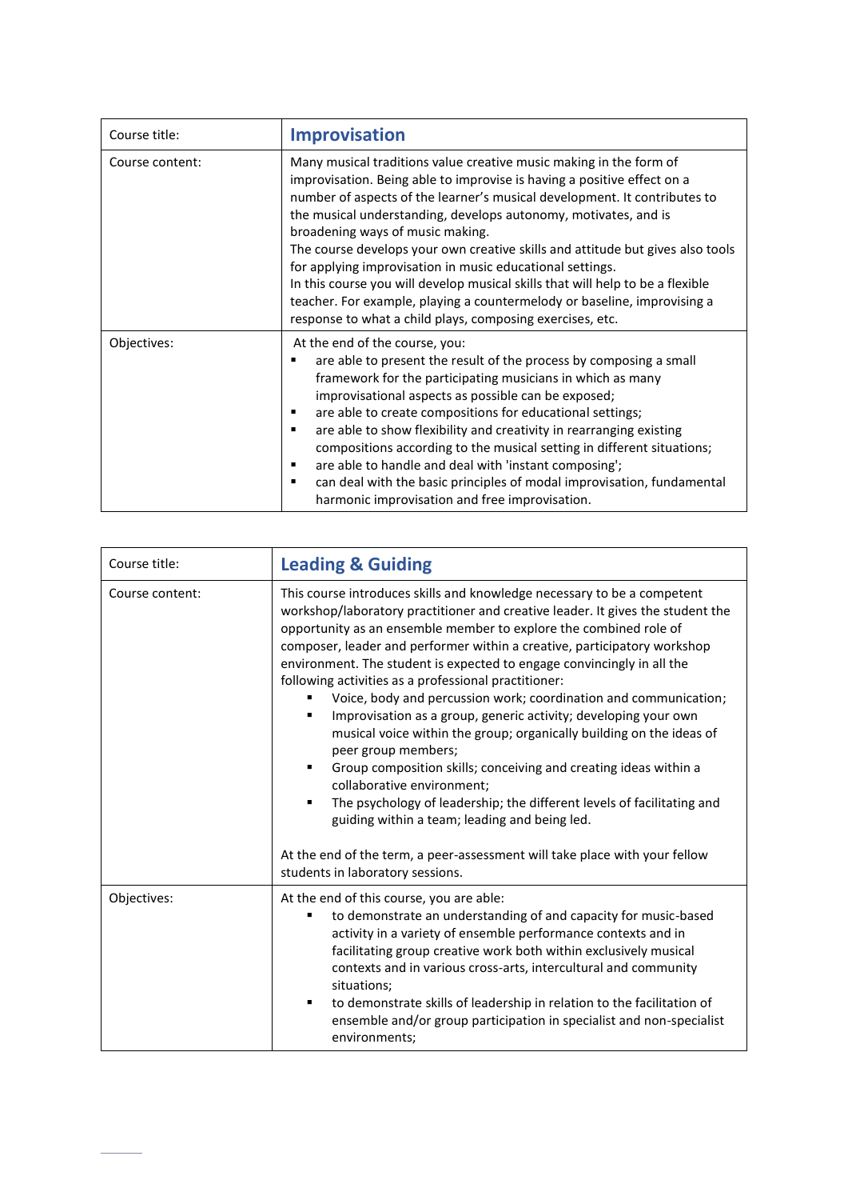| Course title: | **Improvisation** |
|---|---|
| Course content: | Many musical traditions value creative music making in the form of improvisation. Being able to improvise is having a positive effect on a number of aspects of the learner’s musical development. It contributes to the musical understanding, develops autonomy, motivates, and is broadening ways of music making.<br>The course develops your own creative skills and attitude but gives also tools for applying improvisation in music educational settings.<br>In this course you will develop musical skills that will help to be a flexible teacher. For example, playing a countermelody or baseline, improvising a response to what a child plays, composing exercises, etc. |
| Objectives: | At the end of the course, you:<br>▪ are able to present the result of the process by composing a small framework for the participating musicians in which as many improvisational aspects as possible can be exposed;<br>▪ are able to create compositions for educational settings;<br>▪ are able to show flexibility and creativity in rearranging existing compositions according to the musical setting in different situations;<br>▪ are able to handle and deal with 'instant composing';<br>▪ can deal with the basic principles of modal improvisation, fundamental harmonic improvisation and free improvisation. |

| Course title: | **Leading & Guiding** |
|---|---|
| Course content: | This course introduces skills and knowledge necessary to be a competent workshop/laboratory practitioner and creative leader. It gives the student the opportunity as an ensemble member to explore the combined role of composer, leader and performer within a creative, participatory workshop environment. The student is expected to engage convincingly in all the following activities as a professional practitioner:<br>▪ Voice, body and percussion work; coordination and communication;<br>▪ Improvisation as a group, generic activity; developing your own musical voice within the group; organically building on the ideas of peer group members;<br>▪ Group composition skills; conceiving and creating ideas within a collaborative environment;<br>▪ The psychology of leadership; the different levels of facilitating and guiding within a team; leading and being led.<br><br>At the end of the term, a peer-assessment will take place with your fellow students in laboratory sessions. |
| Objectives: | At the end of this course, you are able:<br>▪ to demonstrate an understanding of and capacity for music-based activity in a variety of ensemble performance contexts and in facilitating group creative work both within exclusively musical contexts and in various cross-arts, intercultural and community situations;<br>▪ to demonstrate skills of leadership in relation to the facilitation of ensemble and/or group participation in specialist and non-specialist environments; |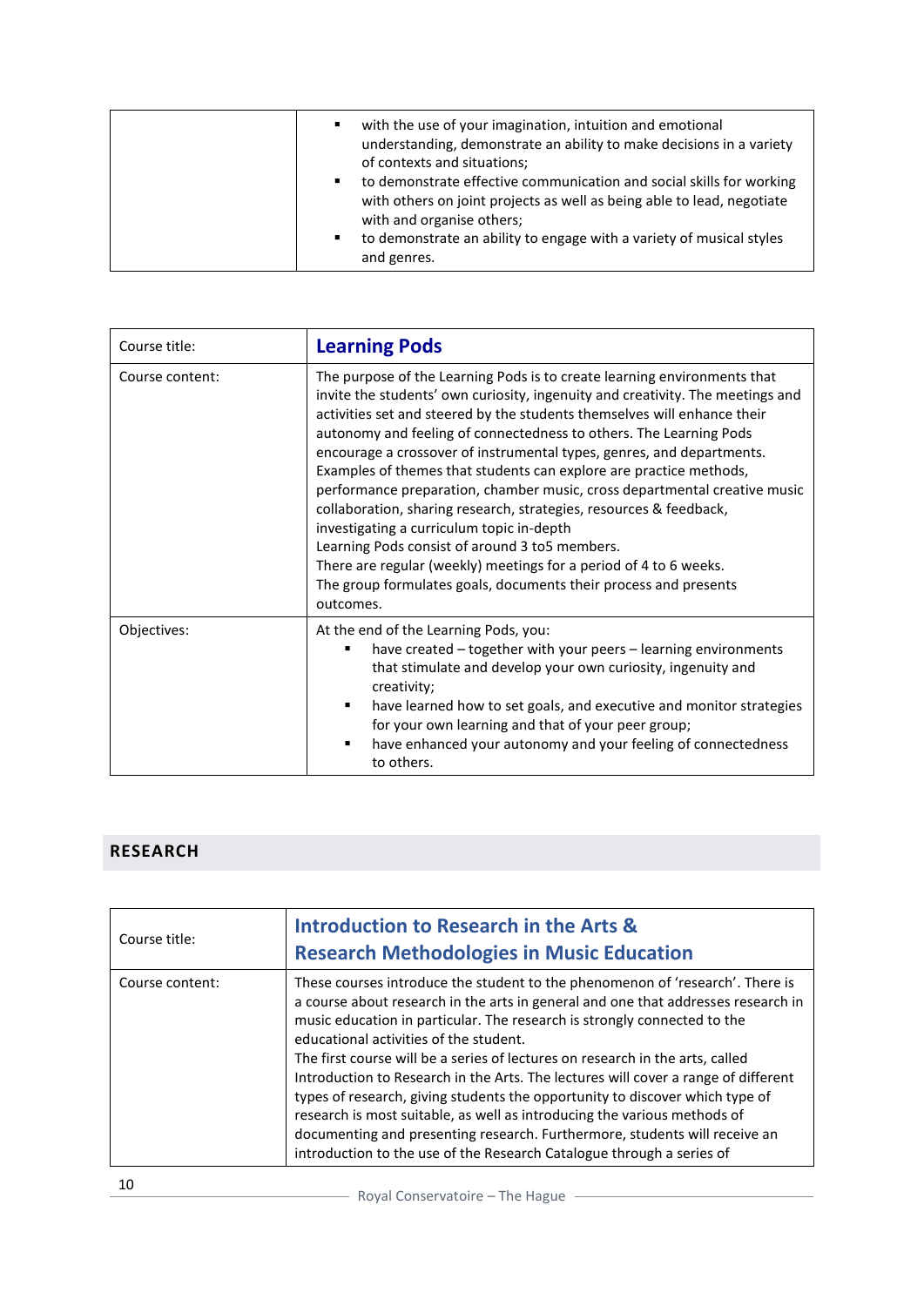|  |  |
|---|---|
|  | ▪ with the use of your imagination, intuition and emotional understanding, demonstrate an ability to make decisions in a variety of contexts and situations;<br>▪ to demonstrate effective communication and social skills for working with others on joint projects as well as being able to lead, negotiate with and organise others;<br>▪ to demonstrate an ability to engage with a variety of musical styles and genres. |

| Course title: | **Learning Pods** |
|---|---|
| Course content: | The purpose of the Learning Pods is to create learning environments that invite the students' own curiosity, ingenuity and creativity. The meetings and activities set and steered by the students themselves will enhance their autonomy and feeling of connectedness to others. The Learning Pods encourage a crossover of instrumental types, genres, and departments. Examples of themes that students can explore are practice methods, performance preparation, chamber music, cross departmental creative music collaboration, sharing research, strategies, resources & feedback, investigating a curriculum topic in-depth<br>Learning Pods consist of around 3 to5 members.<br>There are regular (weekly) meetings for a period of 4 to 6 weeks.<br>The group formulates goals, documents their process and presents outcomes. |
| Objectives: | At the end of the Learning Pods, you:<br>▪ have created – together with your peers – learning environments that stimulate and develop your own curiosity, ingenuity and creativity;<br>▪ have learned how to set goals, and executive and monitor strategies for your own learning and that of your peer group;<br>▪ have enhanced your autonomy and your feeling of connectedness to others. |

## RESEARCH

| Course title: | **Introduction to Research in the Arts & Research Methodologies in Music Education** |
|---|---|
| Course content: | These courses introduce the student to the phenomenon of 'research'. There is a course about research in the arts in general and one that addresses research in music education in particular. The research is strongly connected to the educational activities of the student.<br>The first course will be a series of lectures on research in the arts, called Introduction to Research in the Arts. The lectures will cover a range of different types of research, giving students the opportunity to discover which type of research is most suitable, as well as introducing the various methods of documenting and presenting research. Furthermore, students will receive an introduction to the use of the Research Catalogue through a series of |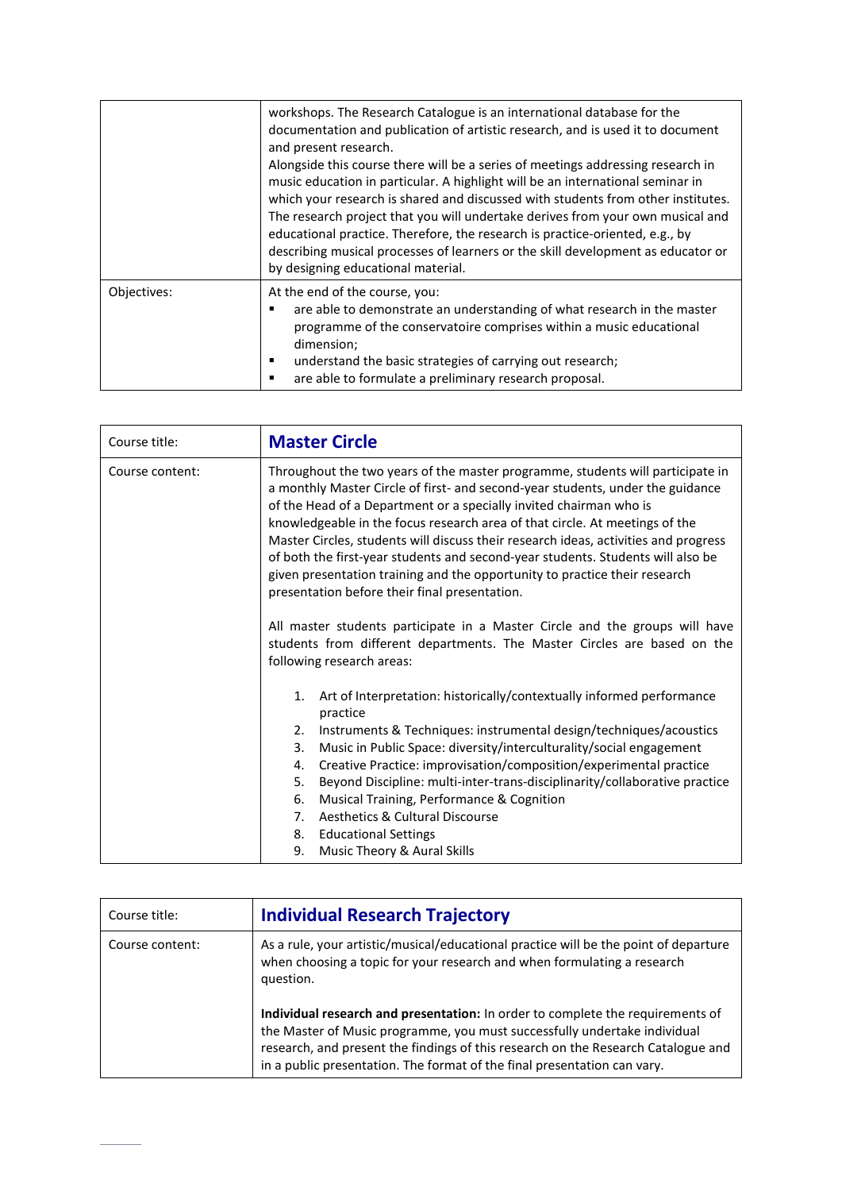|  |  |
|---|---|
|  | workshops. The Research Catalogue is an international database for the documentation and publication of artistic research, and is used it to document and present research.<br>Alongside this course there will be a series of meetings addressing research in music education in particular. A highlight will be an international seminar in which your research is shared and discussed with students from other institutes.<br>The research project that you will undertake derives from your own musical and educational practice. Therefore, the research is practice-oriented, e.g., by describing musical processes of learners or the skill development as educator or by designing educational material. |
| Objectives: | At the end of the course, you:<br>▪ are able to demonstrate an understanding of what research in the master programme of the conservatoire comprises within a music educational dimension;<br>▪ understand the basic strategies of carrying out research;<br>▪ are able to formulate a preliminary research proposal. |

| Course title: | **Master Circle** |
|---|---|
| Course content: | Throughout the two years of the master programme, students will participate in a monthly Master Circle of first- and second-year students, under the guidance of the Head of a Department or a specially invited chairman who is knowledgeable in the focus research area of that circle. At meetings of the Master Circles, students will discuss their research ideas, activities and progress of both the first-year students and second-year students. Students will also be given presentation training and the opportunity to practice their research presentation before their final presentation.<br><br>All master students participate in a Master Circle and the groups will have students from different departments. The Master Circles are based on the following research areas:<br><br>1. Art of Interpretation: historically/contextually informed performance practice<br>2. Instruments & Techniques: instrumental design/techniques/acoustics<br>3. Music in Public Space: diversity/interculturality/social engagement<br>4. Creative Practice: improvisation/composition/experimental practice<br>5. Beyond Discipline: multi-inter-trans-disciplinarity/collaborative practice<br>6. Musical Training, Performance & Cognition<br>7. Aesthetics & Cultural Discourse<br>8. Educational Settings<br>9. Music Theory & Aural Skills |

| Course title: | **Individual Research Trajectory** |
|---|---|
| Course content: | As a rule, your artistic/musical/educational practice will be the point of departure when choosing a topic for your research and when formulating a research question.<br><br>**Individual research and presentation:** In order to complete the requirements of the Master of Music programme, you must successfully undertake individual research, and present the findings of this research on the Research Catalogue and in a public presentation. The format of the final presentation can vary. |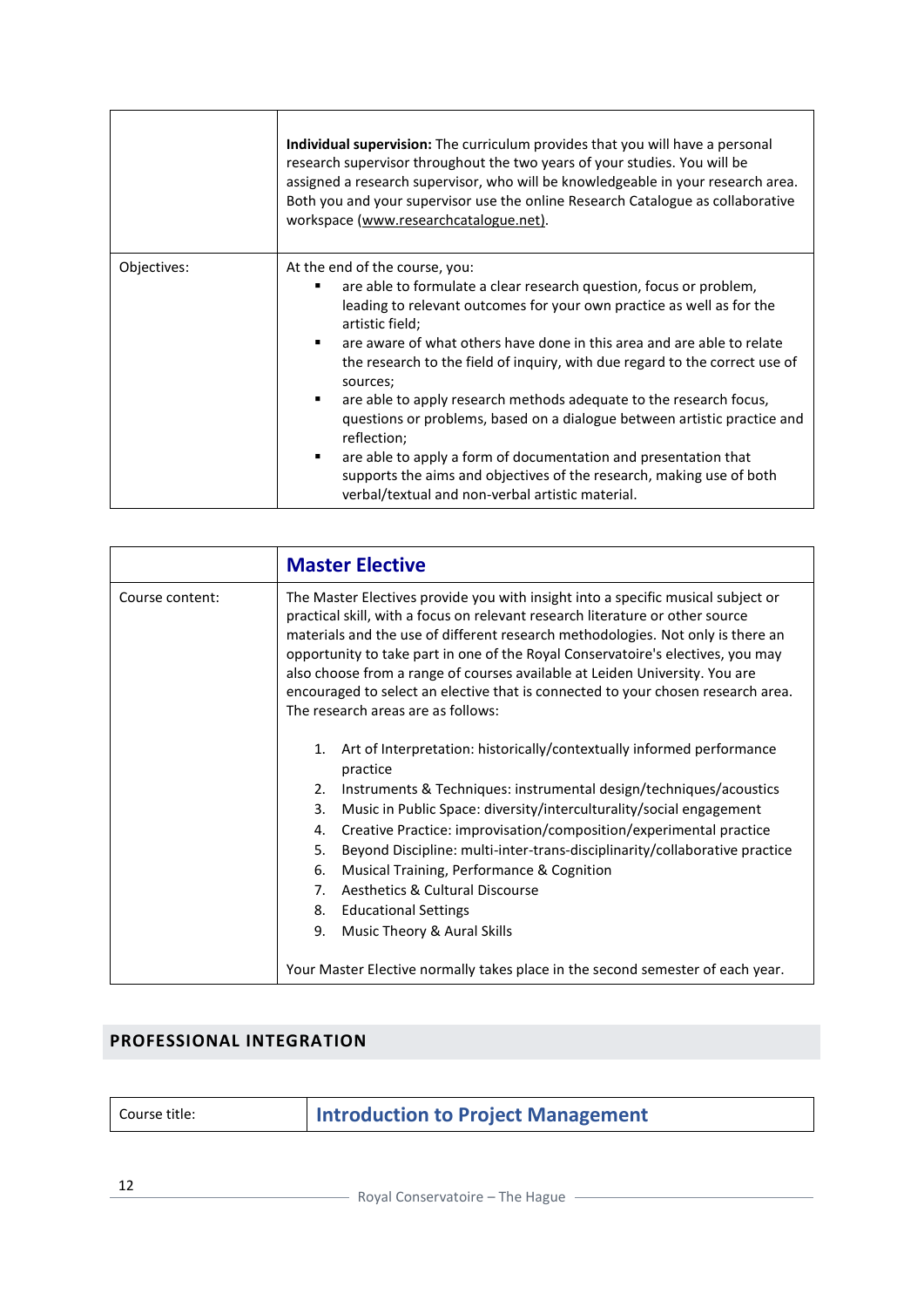| | |
|---|---|
| | **Individual supervision:** The curriculum provides that you will have a personal research supervisor throughout the two years of your studies. You will be assigned a research supervisor, who will be knowledgeable in your research area. Both you and your supervisor use the online Research Catalogue as collaborative workspace (www.researchcatalogue.net). |
| Objectives: | At the end of the course, you:<br>▪ are able to formulate a clear research question, focus or problem, leading to relevant outcomes for your own practice as well as for the artistic field;<br>▪ are aware of what others have done in this area and are able to relate the research to the field of inquiry, with due regard to the correct use of sources;<br>▪ are able to apply research methods adequate to the research focus, questions or problems, based on a dialogue between artistic practice and reflection;<br>▪ are able to apply a form of documentation and presentation that supports the aims and objectives of the research, making use of both verbal/textual and non-verbal artistic material. |

| | **Master Elective** |
|---|---|
| Course content: | The Master Electives provide you with insight into a specific musical subject or practical skill, with a focus on relevant research literature or other source materials and the use of different research methodologies. Not only is there an opportunity to take part in one of the Royal Conservatoire's electives, you may also choose from a range of courses available at Leiden University. You are encouraged to select an elective that is connected to your chosen research area. The research areas are as follows:<br><br>1. Art of Interpretation: historically/contextually informed performance practice<br>2. Instruments & Techniques: instrumental design/techniques/acoustics<br>3. Music in Public Space: diversity/interculturality/social engagement<br>4. Creative Practice: improvisation/composition/experimental practice<br>5. Beyond Discipline: multi-inter-trans-disciplinarity/collaborative practice<br>6. Musical Training, Performance & Cognition<br>7. Aesthetics & Cultural Discourse<br>8. Educational Settings<br>9. Music Theory & Aural Skills<br><br>Your Master Elective normally takes place in the second semester of each year. |

## PROFESSIONAL INTEGRATION

| Course title: | **Introduction to Project Management** |
|---|---|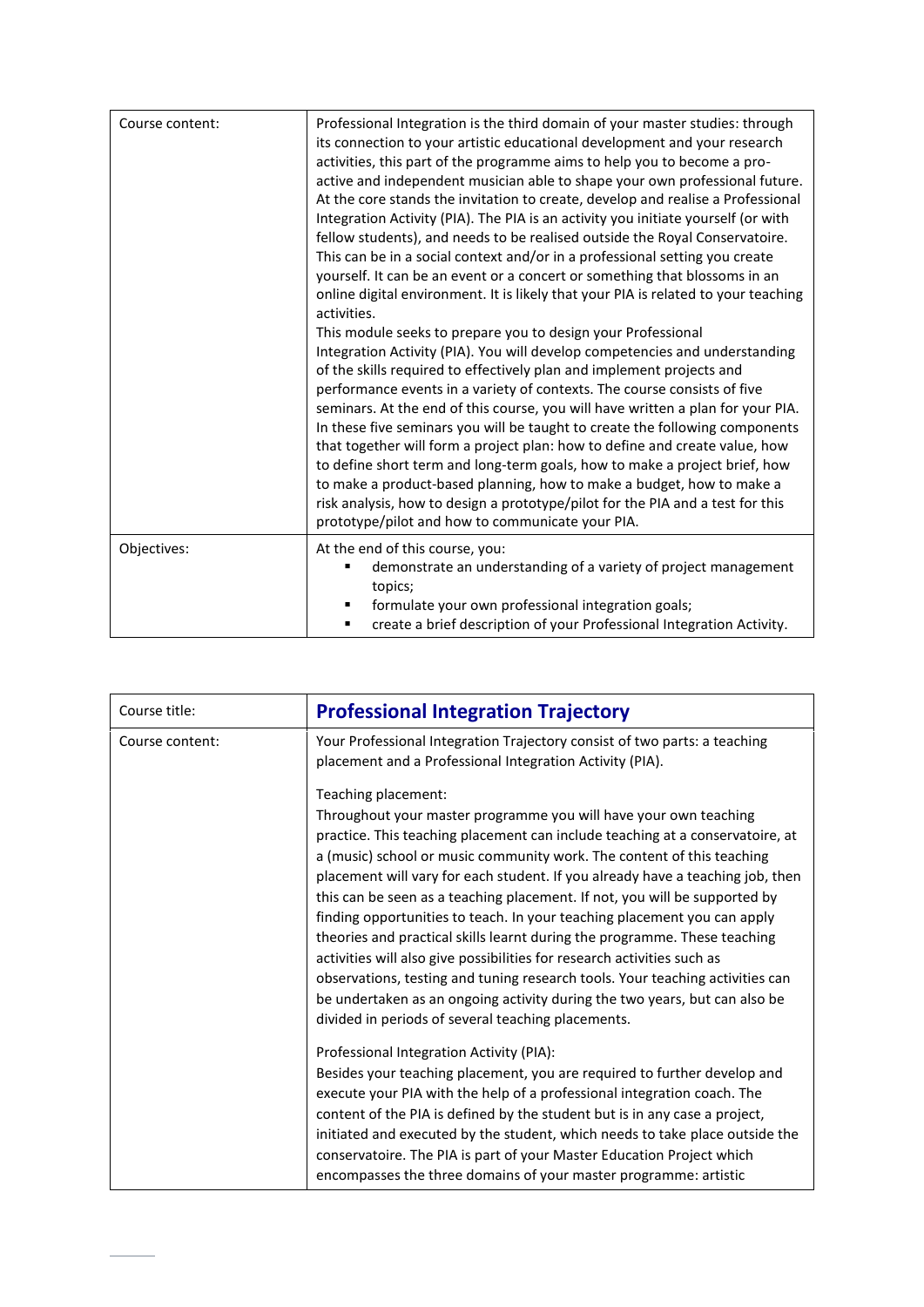| | |
|---|---|
| Course content: | Professional Integration is the third domain of your master studies: through its connection to your artistic educational development and your research activities, this part of the programme aims to help you to become a pro-active and independent musician able to shape your own professional future. At the core stands the invitation to create, develop and realise a Professional Integration Activity (PIA). The PIA is an activity you initiate yourself (or with fellow students), and needs to be realised outside the Royal Conservatoire. This can be in a social context and/or in a professional setting you create yourself. It can be an event or a concert or something that blossoms in an online digital environment. It is likely that your PIA is related to your teaching activities.<br>This module seeks to prepare you to design your Professional Integration Activity (PIA). You will develop competencies and understanding of the skills required to effectively plan and implement projects and performance events in a variety of contexts. The course consists of five seminars. At the end of this course, you will have written a plan for your PIA. In these five seminars you will be taught to create the following components that together will form a project plan: how to define and create value, how to define short term and long-term goals, how to make a project brief, how to make a product-based planning, how to make a budget, how to make a risk analysis, how to design a prototype/pilot for the PIA and a test for this prototype/pilot and how to communicate your PIA. |
| Objectives: | At the end of this course, you:<br>▪ demonstrate an understanding of a variety of project management topics;<br>▪ formulate your own professional integration goals;<br>▪ create a brief description of your Professional Integration Activity. |

| | |
|---|---|
| Course title: | **Professional Integration Trajectory** |
| Course content: | Your Professional Integration Trajectory consist of two parts: a teaching placement and a Professional Integration Activity (PIA).<br><br>Teaching placement:<br>Throughout your master programme you will have your own teaching practice. This teaching placement can include teaching at a conservatoire, at a (music) school or music community work. The content of this teaching placement will vary for each student. If you already have a teaching job, then this can be seen as a teaching placement. If not, you will be supported by finding opportunities to teach. In your teaching placement you can apply theories and practical skills learnt during the programme. These teaching activities will also give possibilities for research activities such as observations, testing and tuning research tools. Your teaching activities can be undertaken as an ongoing activity during the two years, but can also be divided in periods of several teaching placements.<br><br>Professional Integration Activity (PIA):<br>Besides your teaching placement, you are required to further develop and execute your PIA with the help of a professional integration coach. The content of the PIA is defined by the student but is in any case a project, initiated and executed by the student, which needs to take place outside the conservatoire. The PIA is part of your Master Education Project which encompasses the three domains of your master programme: artistic |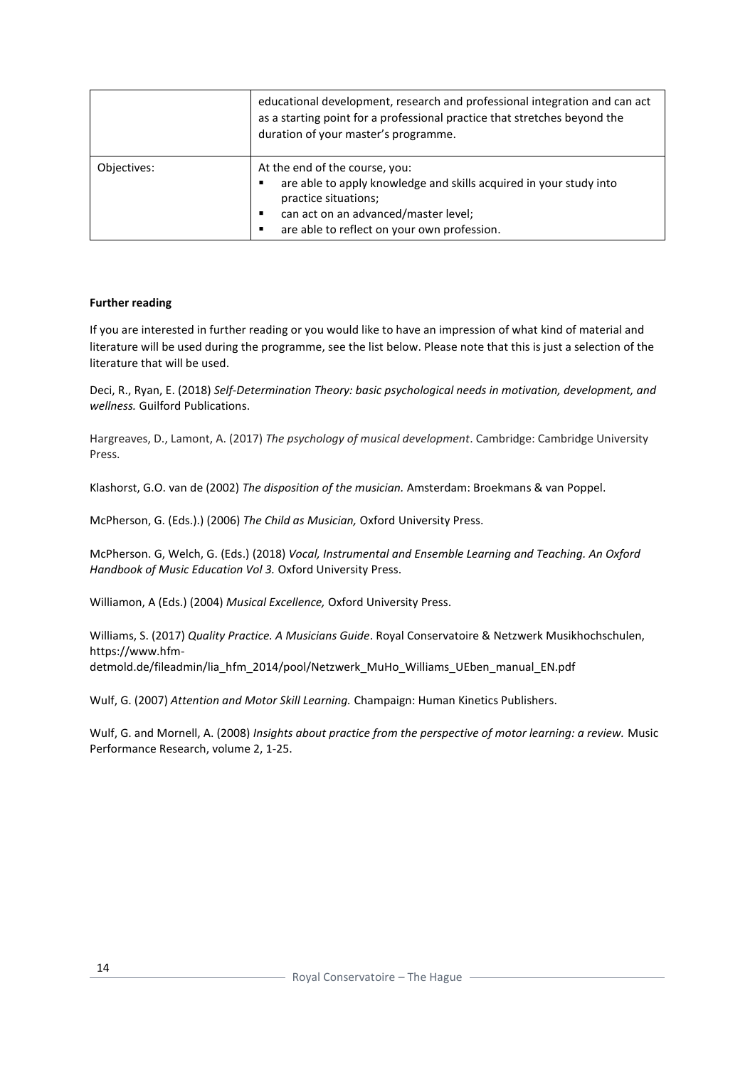| | |
|---|---|
| | educational development, research and professional integration and can act as a starting point for a professional practice that stretches beyond the duration of your master's programme. |
| Objectives: | At the end of the course, you:<br>▪ are able to apply knowledge and skills acquired in your study into practice situations;<br>▪ can act on an advanced/master level;<br>▪ are able to reflect on your own profession. |

**Further reading**

If you are interested in further reading or you would like to have an impression of what kind of material and literature will be used during the programme, see the list below. Please note that this is just a selection of the literature that will be used.

Deci, R., Ryan, E. (2018) *Self-Determination Theory: basic psychological needs in motivation, development, and wellness.* Guilford Publications.

Hargreaves, D., Lamont, A. (2017) *The psychology of musical development*. Cambridge: Cambridge University Press.

Klashorst, G.O. van de (2002) *The disposition of the musician.* Amsterdam: Broekmans & van Poppel.

McPherson, G. (Eds.).) (2006) *The Child as Musician,* Oxford University Press.

McPherson. G, Welch, G. (Eds.) (2018) *Vocal, Instrumental and Ensemble Learning and Teaching. An Oxford Handbook of Music Education Vol 3.* Oxford University Press.

Williamon, A (Eds.) (2004) *Musical Excellence,* Oxford University Press.

Williams, S. (2017) *Quality Practice. A Musicians Guide*. Royal Conservatoire & Netzwerk Musikhochschulen, https://www.hfm-detmold.de/fileadmin/lia_hfm_2014/pool/Netzwerk_MuHo_Williams_UEben_manual_EN.pdf

Wulf, G. (2007) *Attention and Motor Skill Learning.* Champaign: Human Kinetics Publishers.

Wulf, G. and Mornell, A. (2008) *Insights about practice from the perspective of motor learning: a review.* Music Performance Research, volume 2, 1-25.